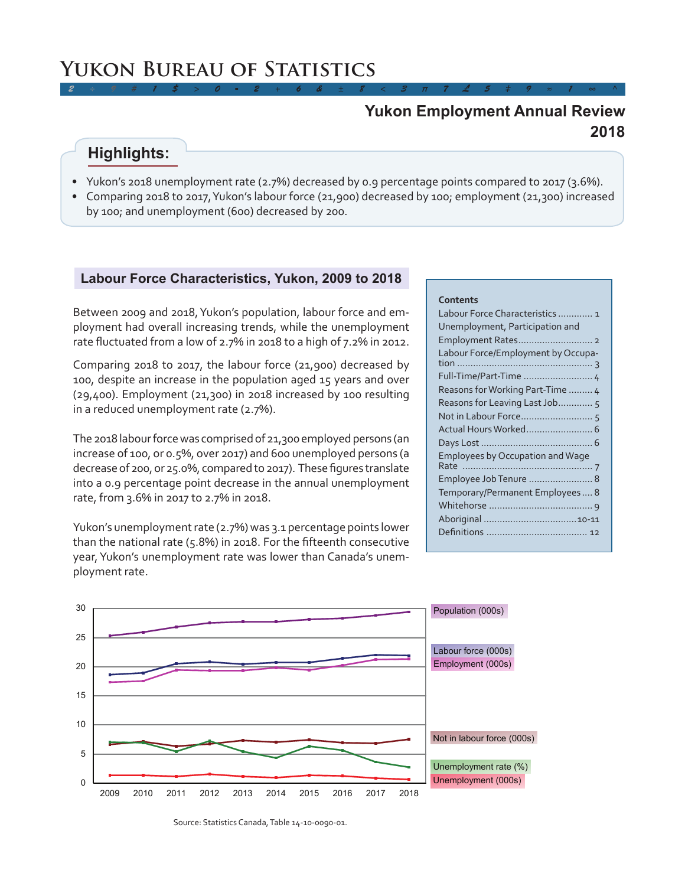# Yukon Bureau of Statistics

## Yukon Employment Annual Review 2018

### Highlights:

- Yukon's 2018 unemployment rate (2.7%) decreased by 0.9 percentage points compared to 2017 (3.6%).
- Comparing 2018 to 2017, Yukon's labour force (21,900) decreased by 100; employment (21,300) increased by 100; and unemployment (600) decreased by 200.

### Labour Force Characteristics, Yukon, 2009 to 2018

Between 2009 and 2018, Yukon's population, labour force and employment had overall increasing trends, while the unemployment rate fluctuated from a low of 2.7% in 2018 to a high of 7.2% in 2012.

Comparing 2018 to 2017, the labour force (21,900) decreased by 100, despite an increase in the population aged 15 years and over (29,400). Employment (21,300) in 2018 increased by 100 resulting in a reduced unemployment rate (2.7%).

The 2018 labour force was comprised of 21,300 employed persons (an increase of 100, or 0.5%, over 2017) and 600 unemployed persons (a decrease of 200, or 25.0%, compared to 2017). These figures translate into a 0.9 percentage point decrease in the annual unemployment rate, from 3.6% in 2017 to 2.7% in 2018.

Yukon's unemployment rate (2.7%) was 3.1 percentage points lower than the national rate (5.8%) in 2018. For the fifteenth consecutive year, Yukon's unemployment rate was lower than Canada's unemployment rate.

**Contents**

| | |
|---|---|
| Labour Force Characteristics | 1 |
| Unemployment, Participation and Employment Rates | 2 |
| Labour Force/Employment by Occupation | 3 |
| Full-Time/Part-Time | 4 |
| Reasons for Working Part-Time | 4 |
| Reasons for Leaving Last Job | 5 |
| Not in Labour Force | 5 |
| Actual Hours Worked | 6 |
| Days Lost | 6 |
| Employees by Occupation and Wage Rate | 7 |
| Employee Job Tenure | 8 |
| Temporary/Permanent Employees | 8 |
| Whitehorse | 9 |
| Aboriginal | 10-11 |
| Definitions | 12 |

Source: Statistics Canada, Table 14-10-0090-01.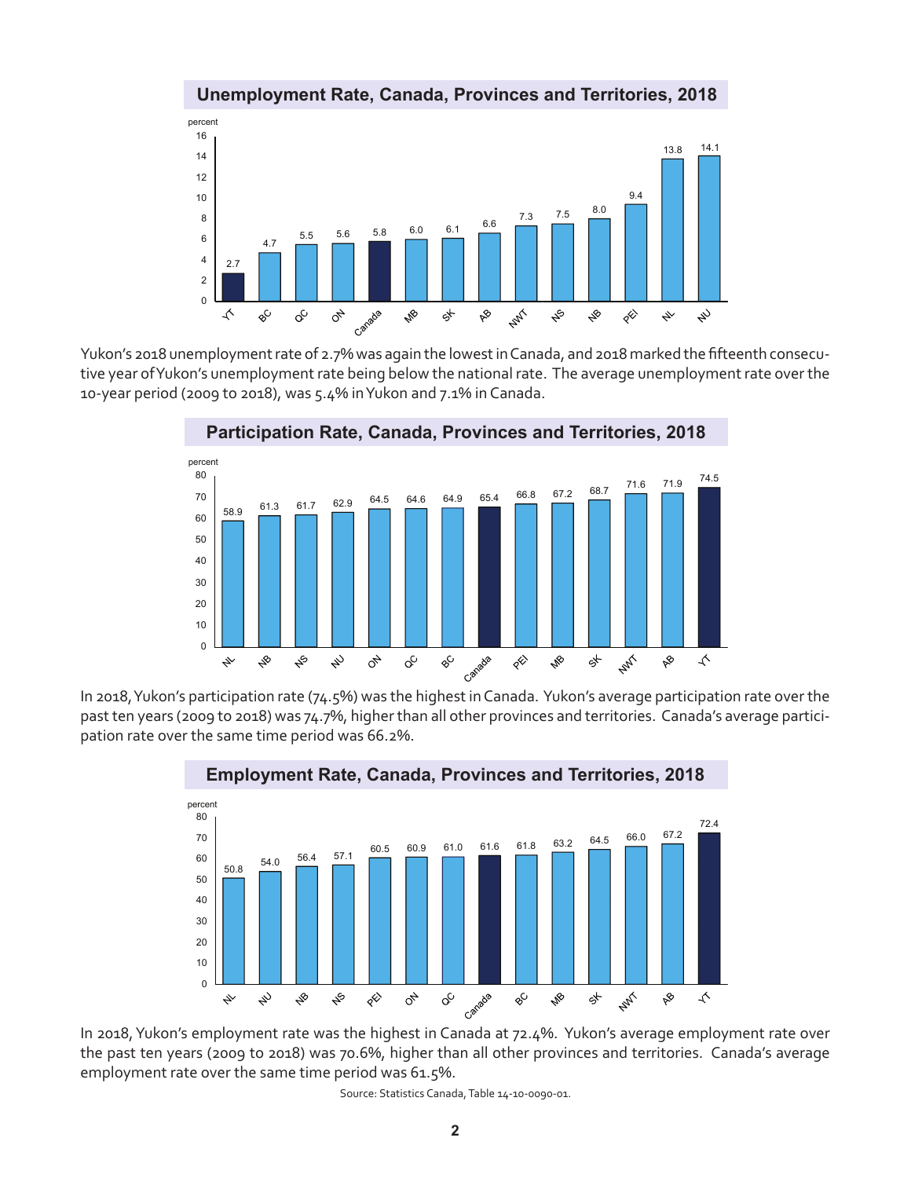## Unemployment Rate, Canada, Provinces and Territories, 2018

| Jurisdiction | percent |
|---|---|
| YT | 2.7 |
| BC | 4.7 |
| QC | 5.5 |
| ON | 5.6 |
| Canada | 5.8 |
| MB | 6.0 |
| SK | 6.1 |
| AB | 6.6 |
| NWT | 7.3 |
| NS | 7.5 |
| NB | 8.0 |
| PEI | 9.4 |
| NL | 13.8 |
| NU | 14.1 |

Yukon's 2018 unemployment rate of 2.7% was again the lowest in Canada, and 2018 marked the fifteenth consecutive year of Yukon's unemployment rate being below the national rate. The average unemployment rate over the 10-year period (2009 to 2018), was 5.4% in Yukon and 7.1% in Canada.

## Participation Rate, Canada, Provinces and Territories, 2018

| Jurisdiction | percent |
|---|---|
| NL | 58.9 |
| NB | 61.3 |
| NS | 61.7 |
| NU | 62.9 |
| ON | 64.5 |
| QC | 64.6 |
| BC | 64.9 |
| Canada | 65.4 |
| PEI | 66.8 |
| MB | 67.2 |
| SK | 68.7 |
| NWT | 71.6 |
| AB | 71.9 |
| YT | 74.5 |

In 2018, Yukon's participation rate (74.5%) was the highest in Canada. Yukon's average participation rate over the past ten years (2009 to 2018) was 74.7%, higher than all other provinces and territories. Canada's average participation rate over the same time period was 66.2%.

## Employment Rate, Canada, Provinces and Territories, 2018

| Jurisdiction | percent |
|---|---|
| NL | 50.8 |
| NU | 54.0 |
| NB | 56.4 |
| NS | 57.1 |
| PEI | 60.5 |
| ON | 60.9 |
| QC | 61.0 |
| Canada | 61.6 |
| BC | 61.8 |
| MB | 63.2 |
| SK | 64.5 |
| NWT | 66.0 |
| AB | 67.2 |
| YT | 72.4 |

In 2018, Yukon's employment rate was the highest in Canada at 72.4%. Yukon's average employment rate over the past ten years (2009 to 2018) was 70.6%, higher than all other provinces and territories. Canada's average employment rate over the same time period was 61.5%.

Source: Statistics Canada, Table 14-10-0090-01.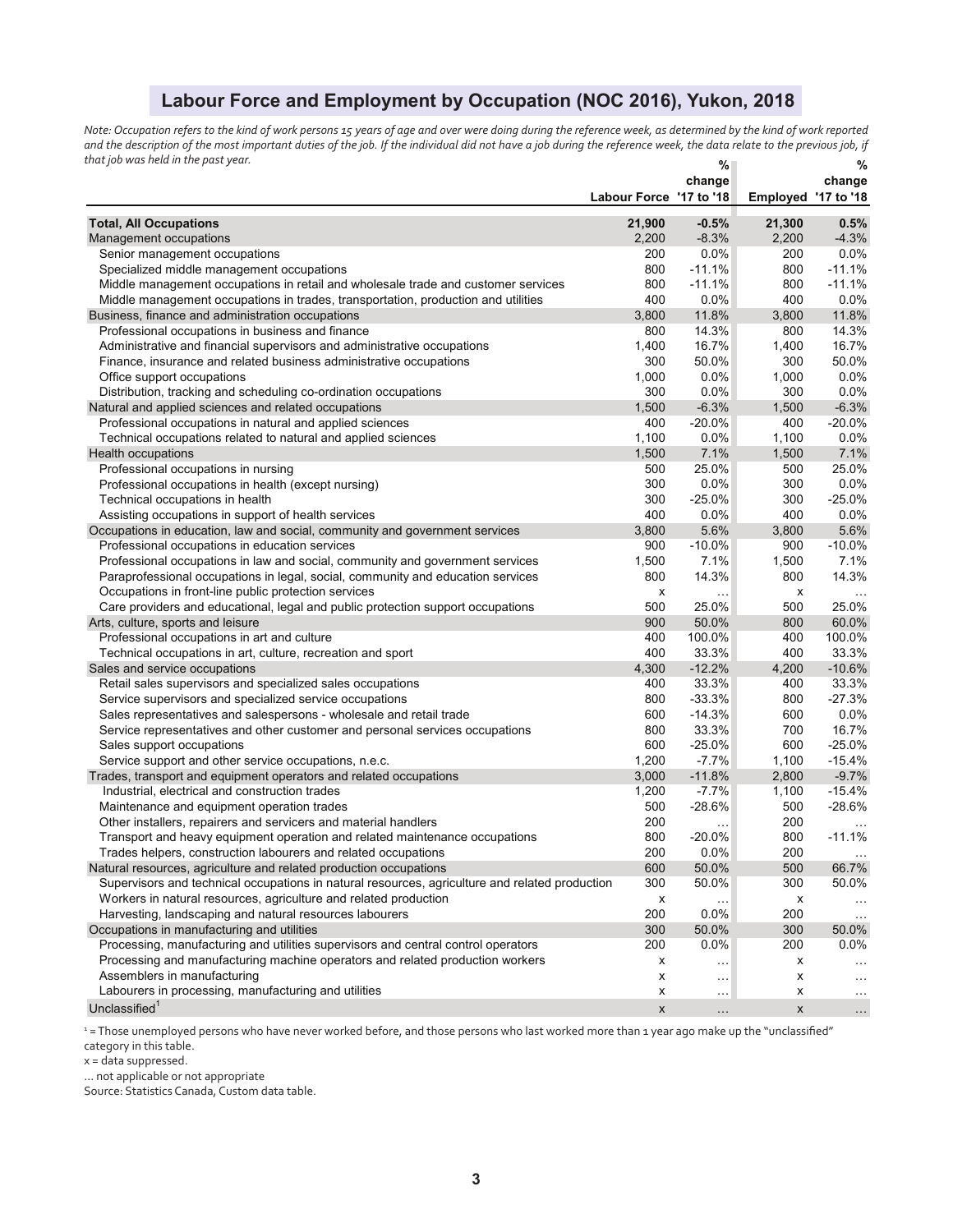## Labour Force and Employment by Occupation (NOC 2016), Yukon, 2018

*Note: Occupation refers to the kind of work persons 15 years of age and over were doing during the reference week, as determined by the kind of work reported and the description of the most important duties of the job. If the individual did not have a job during the reference week, the data relate to the previous job, if that job was held in the past year.*

| | Labour Force | % change '17 to '18 | Employed | % change '17 to '18 |
|---|---|---|---|---|
| **Total, All Occupations** | **21,900** | **-0.5%** | **21,300** | **0.5%** |
| Management occupations | 2,200 | -8.3% | 2,200 | -4.3% |
| Senior management occupations | 200 | 0.0% | 200 | 0.0% |
| Specialized middle management occupations | 800 | -11.1% | 800 | -11.1% |
| Middle management occupations in retail and wholesale trade and customer services | 800 | -11.1% | 800 | -11.1% |
| Middle management occupations in trades, transportation, production and utilities | 400 | 0.0% | 400 | 0.0% |
| Business, finance and administration occupations | 3,800 | 11.8% | 3,800 | 11.8% |
| Professional occupations in business and finance | 800 | 14.3% | 800 | 14.3% |
| Administrative and financial supervisors and administrative occupations | 1,400 | 16.7% | 1,400 | 16.7% |
| Finance, insurance and related business administrative occupations | 300 | 50.0% | 300 | 50.0% |
| Office support occupations | 1,000 | 0.0% | 1,000 | 0.0% |
| Distribution, tracking and scheduling co-ordination occupations | 300 | 0.0% | 300 | 0.0% |
| Natural and applied sciences and related occupations | 1,500 | -6.3% | 1,500 | -6.3% |
| Professional occupations in natural and applied sciences | 400 | -20.0% | 400 | -20.0% |
| Technical occupations related to natural and applied sciences | 1,100 | 0.0% | 1,100 | 0.0% |
| Health occupations | 1,500 | 7.1% | 1,500 | 7.1% |
| Professional occupations in nursing | 500 | 25.0% | 500 | 25.0% |
| Professional occupations in health (except nursing) | 300 | 0.0% | 300 | 0.0% |
| Technical occupations in health | 300 | -25.0% | 300 | -25.0% |
| Assisting occupations in support of health services | 400 | 0.0% | 400 | 0.0% |
| Occupations in education, law and social, community and government services | 3,800 | 5.6% | 3,800 | 5.6% |
| Professional occupations in education services | 900 | -10.0% | 900 | -10.0% |
| Professional occupations in law and social, community and government services | 1,500 | 7.1% | 1,500 | 7.1% |
| Paraprofessional occupations in legal, social, community and education services | 800 | 14.3% | 800 | 14.3% |
| Occupations in front-line public protection services | x | ... | x | ... |
| Care providers and educational, legal and public protection support occupations | 500 | 25.0% | 500 | 25.0% |
| Arts, culture, sports and leisure | 900 | 50.0% | 800 | 60.0% |
| Professional occupations in art and culture | 400 | 100.0% | 400 | 100.0% |
| Technical occupations in art, culture, recreation and sport | 400 | 33.3% | 400 | 33.3% |
| Sales and service occupations | 4,300 | -12.2% | 4,200 | -10.6% |
| Retail sales supervisors and specialized sales occupations | 400 | 33.3% | 400 | 33.3% |
| Service supervisors and specialized service occupations | 800 | -33.3% | 800 | -27.3% |
| Sales representatives and salespersons - wholesale and retail trade | 600 | -14.3% | 600 | 0.0% |
| Service representatives and other customer and personal services occupations | 800 | 33.3% | 700 | 16.7% |
| Sales support occupations | 600 | -25.0% | 600 | -25.0% |
| Service support and other service occupations, n.e.c. | 1,200 | -7.7% | 1,100 | -15.4% |
| Trades, transport and equipment operators and related occupations | 3,000 | -11.8% | 2,800 | -9.7% |
| Industrial, electrical and construction trades | 1,200 | -7.7% | 1,100 | -15.4% |
| Maintenance and equipment operation trades | 500 | -28.6% | 500 | -28.6% |
| Other installers, repairers and servicers and material handlers | 200 | ... | 200 | ... |
| Transport and heavy equipment operation and related maintenance occupations | 800 | -20.0% | 800 | -11.1% |
| Trades helpers, construction labourers and related occupations | 200 | 0.0% | 200 | ... |
| Natural resources, agriculture and related production occupations | 600 | 50.0% | 500 | 66.7% |
| Supervisors and technical occupations in natural resources, agriculture and related production | 300 | 50.0% | 300 | 50.0% |
| Workers in natural resources, agriculture and related production | x | ... | x | ... |
| Harvesting, landscaping and natural resources labourers | 200 | 0.0% | 200 | ... |
| Occupations in manufacturing and utilities | 300 | 50.0% | 300 | 50.0% |
| Processing, manufacturing and utilities supervisors and central control operators | 200 | 0.0% | 200 | 0.0% |
| Processing and manufacturing machine operators and related production workers | x | ... | x | ... |
| Assemblers in manufacturing | x | ... | x | ... |
| Labourers in processing, manufacturing and utilities | x | ... | x | ... |
| Unclassified[1] | x | ... | x | ... |

[1] = Those unemployed persons who have never worked before, and those persons who last worked more than 1 year ago make up the "unclassified" category in this table.

x = data suppressed.

... not applicable or not appropriate

Source: Statistics Canada, Custom data table.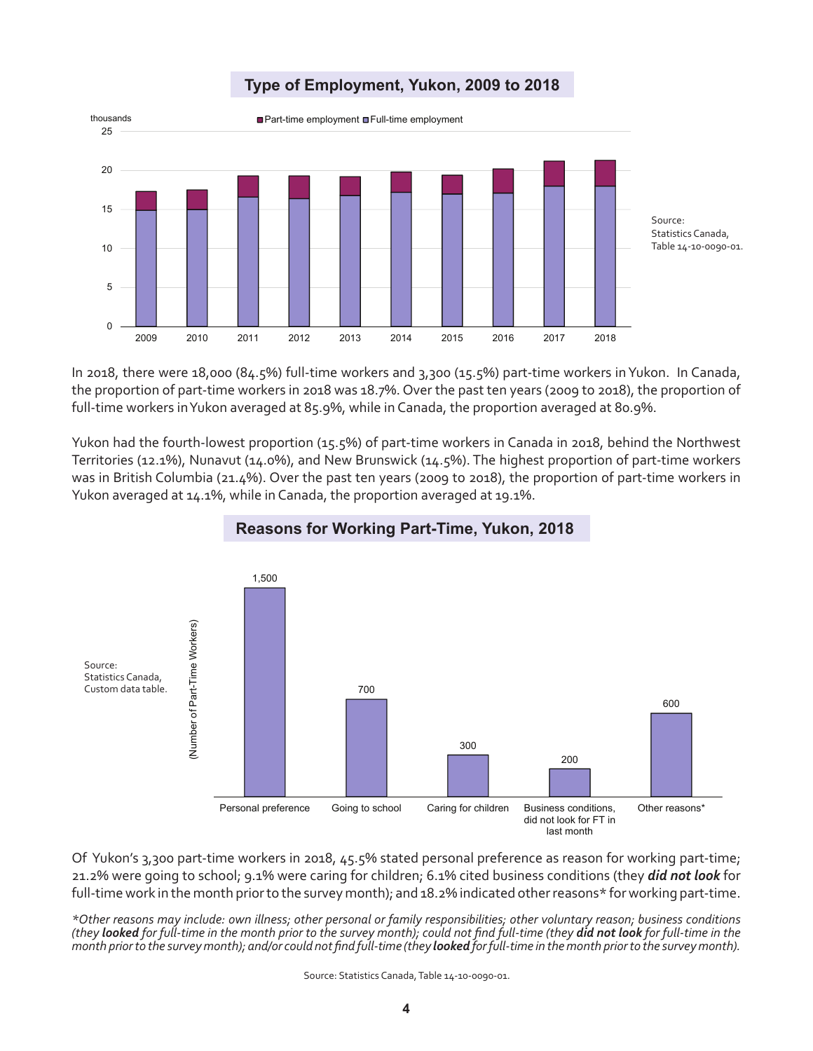## Type of Employment, Yukon, 2009 to 2018

Source: Statistics Canada, Table 14-10-0090-01.

In 2018, there were 18,000 (84.5%) full-time workers and 3,300 (15.5%) part-time workers in Yukon. In Canada, the proportion of part-time workers in 2018 was 18.7%. Over the past ten years (2009 to 2018), the proportion of full-time workers in Yukon averaged at 85.9%, while in Canada, the proportion averaged at 80.9%.

Yukon had the fourth-lowest proportion (15.5%) of part-time workers in Canada in 2018, behind the Northwest Territories (12.1%), Nunavut (14.0%), and New Brunswick (14.5%). The highest proportion of part-time workers was in British Columbia (21.4%). Over the past ten years (2009 to 2018), the proportion of part-time workers in Yukon averaged at 14.1%, while in Canada, the proportion averaged at 19.1%.

## Reasons for Working Part-Time, Yukon, 2018

Source: Statistics Canada, Custom data table.

| Reason | Number of Part-Time Workers |
|---|---|
| Personal preference | 1,500 |
| Going to school | 700 |
| Caring for children | 300 |
| Business conditions, did not look for FT in last month | 200 |
| Other reasons* | 600 |

Of Yukon's 3,300 part-time workers in 2018, 45.5% stated personal preference as reason for working part-time; 21.2% were going to school; 9.1% were caring for children; 6.1% cited business conditions (they ***did not look*** for full-time work in the month prior to the survey month); and 18.2% indicated other reasons* for working part-time.

**Other reasons may include: own illness; other personal or family responsibilities; other voluntary reason; business conditions (they* ***looked*** *for full-time in the month prior to the survey month); could not find full-time (they* ***did not look*** *for full-time in the month prior to the survey month); and/or could not find full-time (they* ***looked*** *for full-time in the month prior to the survey month).*

Source: Statistics Canada, Table 14-10-0090-01.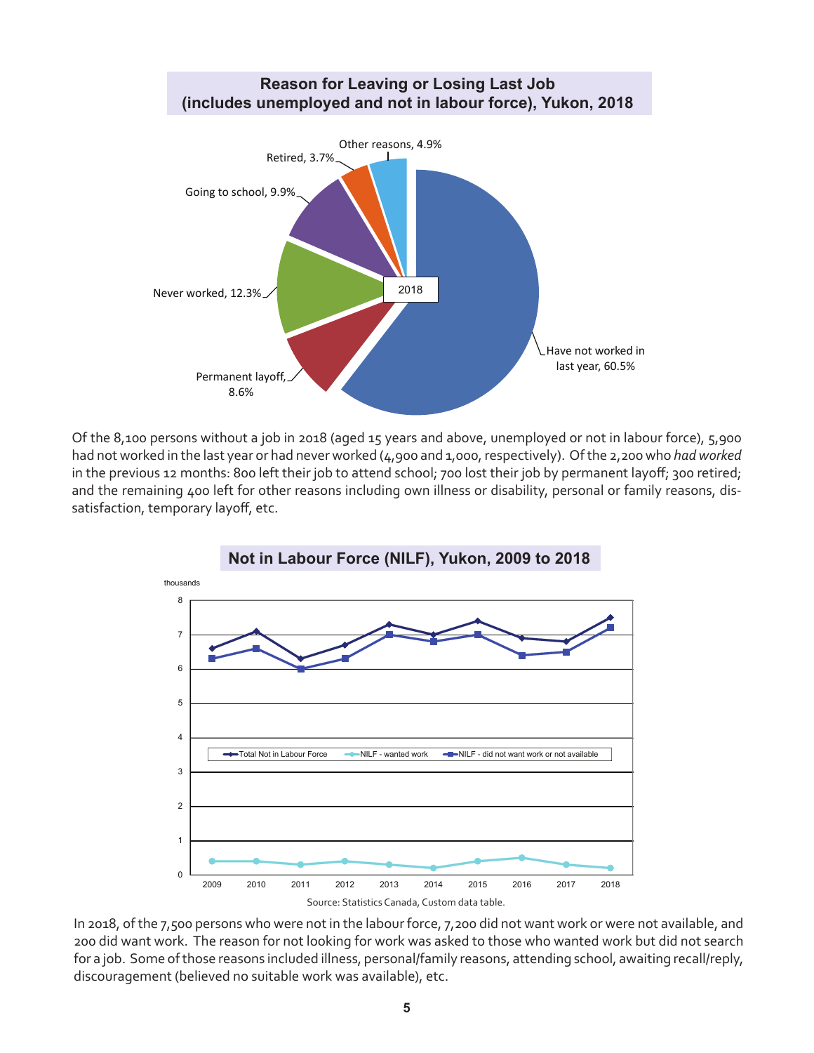## Reason for Leaving or Losing Last Job (includes unemployed and not in labour force), Yukon, 2018

| Reason | Percent |
| --- | --- |
| Have not worked in last year | 60.5% |
| Permanent layoff | 8.6% |
| Never worked | 12.3% |
| Going to school | 9.9% |
| Retired | 3.7% |
| Other reasons | 4.9% |

Of the 8,100 persons without a job in 2018 (aged 15 years and above, unemployed or not in labour force), 5,900 had not worked in the last year or had never worked (4,900 and 1,000, respectively). Of the 2,200 who *had worked* in the previous 12 months: 800 left their job to attend school; 700 lost their job by permanent layoff; 300 retired; and the remaining 400 left for other reasons including own illness or disability, personal or family reasons, dissatisfaction, temporary layoff, etc.

## Not in Labour Force (NILF), Yukon, 2009 to 2018

Source: Statistics Canada, Custom data table.

In 2018, of the 7,500 persons who were not in the labour force, 7,200 did not want work or were not available, and 200 did want work. The reason for not looking for work was asked to those who wanted work but did not search for a job. Some of those reasons included illness, personal/family reasons, attending school, awaiting recall/reply, discouragement (believed no suitable work was available), etc.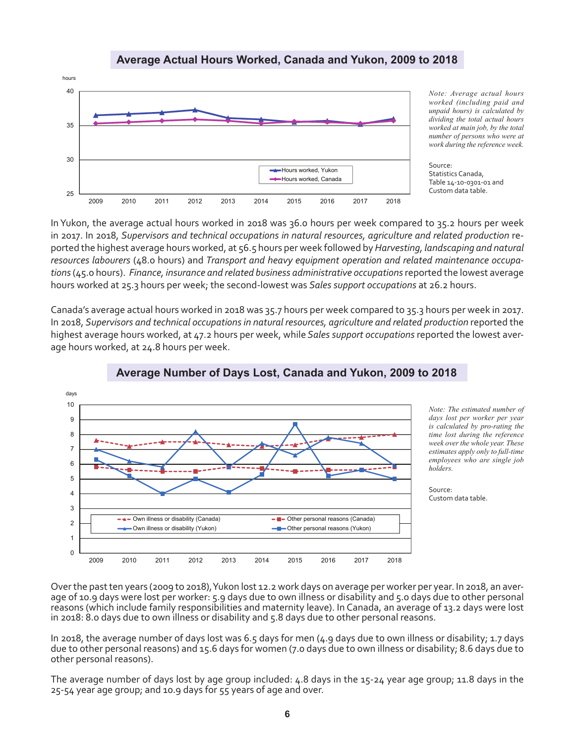## Average Actual Hours Worked, Canada and Yukon, 2009 to 2018

*Note: Average actual hours worked (including paid and unpaid hours) is calculated by dividing the total actual hours worked at main job, by the total number of persons who were at work during the reference week.*

Source: Statistics Canada, Table 14-10-0301-01 and Custom data table.

In Yukon, the average actual hours worked in 2018 was 36.0 hours per week compared to 35.2 hours per week in 2017. In 2018, *Supervisors and technical occupations in natural resources, agriculture and related production* reported the highest average hours worked, at 56.5 hours per week followed by *Harvesting, landscaping and natural resources labourers* (48.0 hours) and *Transport and heavy equipment operation and related maintenance occupations* (45.0 hours). *Finance, insurance and related business administrative occupations* reported the lowest average hours worked at 25.3 hours per week; the second-lowest was *Sales support occupations* at 26.2 hours.

Canada's average actual hours worked in 2018 was 35.7 hours per week compared to 35.3 hours per week in 2017. In 2018, *Supervisors and technical occupations in natural resources, agriculture and related production* reported the highest average hours worked, at 47.2 hours per week, while *Sales support occupations* reported the lowest average hours worked, at 24.8 hours per week.

## Average Number of Days Lost, Canada and Yukon, 2009 to 2018

*Note: The estimated number of days lost per worker per year is calculated by pro-rating the time lost during the reference week over the whole year. These estimates apply only to full-time employees who are single job holders.*

Source: Custom data table.

Over the past ten years (2009 to 2018), Yukon lost 12.2 work days on average per worker per year. In 2018, an average of 10.9 days were lost per worker: 5.9 days due to own illness or disability and 5.0 days due to other personal reasons (which include family responsibilities and maternity leave). In Canada, an average of 13.2 days were lost in 2018: 8.0 days due to own illness or disability and 5.8 days due to other personal reasons.

In 2018, the average number of days lost was 6.5 days for men (4.9 days due to own illness or disability; 1.7 days due to other personal reasons) and 15.6 days for women (7.0 days due to own illness or disability; 8.6 days due to other personal reasons).

The average number of days lost by age group included: 4.8 days in the 15-24 year age group; 11.8 days in the 25-54 year age group; and 10.9 days for 55 years of age and over.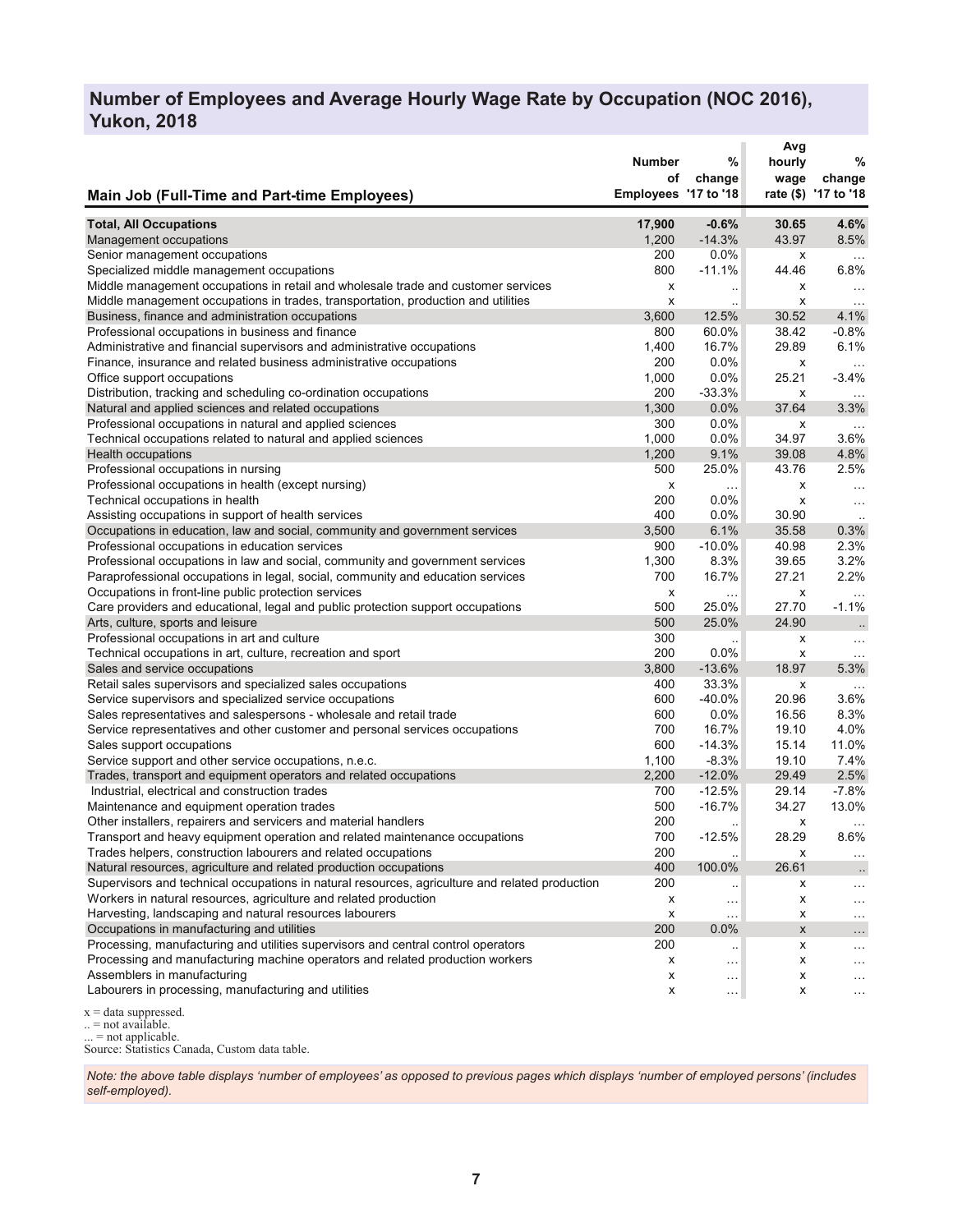## Number of Employees and Average Hourly Wage Rate by Occupation (NOC 2016), Yukon, 2018

| Main Job (Full-Time and Part-time Employees) | Number of Employees | % change '17 to '18 | Avg hourly wage rate ($) | % change '17 to '18 |
|---|---|---|---|---|
| **Total, All Occupations** | **17,900** | **-0.6%** | **30.65** | **4.6%** |
| Management occupations | 1,200 | -14.3% | 43.97 | 8.5% |
| Senior management occupations | 200 | 0.0% | x | ... |
| Specialized middle management occupations | 800 | -11.1% | 44.46 | 6.8% |
| Middle management occupations in retail and wholesale trade and customer services | x | .. | x | ... |
| Middle management occupations in trades, transportation, production and utilities | x | .. | x | ... |
| Business, finance and administration occupations | 3,600 | 12.5% | 30.52 | 4.1% |
| Professional occupations in business and finance | 800 | 60.0% | 38.42 | -0.8% |
| Administrative and financial supervisors and administrative occupations | 1,400 | 16.7% | 29.89 | 6.1% |
| Finance, insurance and related business administrative occupations | 200 | 0.0% | x | ... |
| Office support occupations | 1,000 | 0.0% | 25.21 | -3.4% |
| Distribution, tracking and scheduling co-ordination occupations | 200 | -33.3% | x | ... |
| Natural and applied sciences and related occupations | 1,300 | 0.0% | 37.64 | 3.3% |
| Professional occupations in natural and applied sciences | 300 | 0.0% | x | ... |
| Technical occupations related to natural and applied sciences | 1,000 | 0.0% | 34.97 | 3.6% |
| Health occupations | 1,200 | 9.1% | 39.08 | 4.8% |
| Professional occupations in nursing | 500 | 25.0% | 43.76 | 2.5% |
| Professional occupations in health (except nursing) | x | ... | x | ... |
| Technical occupations in health | 200 | 0.0% | x | ... |
| Assisting occupations in support of health services | 400 | 0.0% | 30.90 | .. |
| Occupations in education, law and social, community and government services | 3,500 | 6.1% | 35.58 | 0.3% |
| Professional occupations in education services | 900 | -10.0% | 40.98 | 2.3% |
| Professional occupations in law and social, community and government services | 1,300 | 8.3% | 39.65 | 3.2% |
| Paraprofessional occupations in legal, social, community and education services | 700 | 16.7% | 27.21 | 2.2% |
| Occupations in front-line public protection services | x | ... | x | ... |
| Care providers and educational, legal and public protection support occupations | 500 | 25.0% | 27.70 | -1.1% |
| Arts, culture, sports and leisure | 500 | 25.0% | 24.90 | .. |
| Professional occupations in art and culture | 300 | .. | x | ... |
| Technical occupations in art, culture, recreation and sport | 200 | 0.0% | x | ... |
| Sales and service occupations | 3,800 | -13.6% | 18.97 | 5.3% |
| Retail sales supervisors and specialized sales occupations | 400 | 33.3% | x | ... |
| Service supervisors and specialized service occupations | 600 | -40.0% | 20.96 | 3.6% |
| Sales representatives and salespersons - wholesale and retail trade | 600 | 0.0% | 16.56 | 8.3% |
| Service representatives and other customer and personal services occupations | 700 | 16.7% | 19.10 | 4.0% |
| Sales support occupations | 600 | -14.3% | 15.14 | 11.0% |
| Service support and other service occupations, n.e.c. | 1,100 | -8.3% | 19.10 | 7.4% |
| Trades, transport and equipment operators and related occupations | 2,200 | -12.0% | 29.49 | 2.5% |
| Industrial, electrical and construction trades | 700 | -12.5% | 29.14 | -7.8% |
| Maintenance and equipment operation trades | 500 | -16.7% | 34.27 | 13.0% |
| Other installers, repairers and servicers and material handlers | 200 | .. | x | ... |
| Transport and heavy equipment operation and related maintenance occupations | 700 | -12.5% | 28.29 | 8.6% |
| Trades helpers, construction labourers and related occupations | 200 | .. | x | ... |
| Natural resources, agriculture and related production occupations | 400 | 100.0% | 26.61 | .. |
| Supervisors and technical occupations in natural resources, agriculture and related production | 200 | .. | x | ... |
| Workers in natural resources, agriculture and related production | x | ... | x | ... |
| Harvesting, landscaping and natural resources labourers | x | ... | x | ... |
| Occupations in manufacturing and utilities | 200 | 0.0% | x | ... |
| Processing, manufacturing and utilities supervisors and central control operators | 200 | .. | x | ... |
| Processing and manufacturing machine operators and related production workers | x | ... | x | ... |
| Assemblers in manufacturing | x | ... | x | ... |
| Labourers in processing, manufacturing and utilities | x | ... | x | ... |

x = data suppressed.
.. = not available.
... = not applicable.
Source: Statistics Canada, Custom data table.

*Note: the above table displays 'number of employees' as opposed to previous pages which displays 'number of employed persons' (includes self-employed).*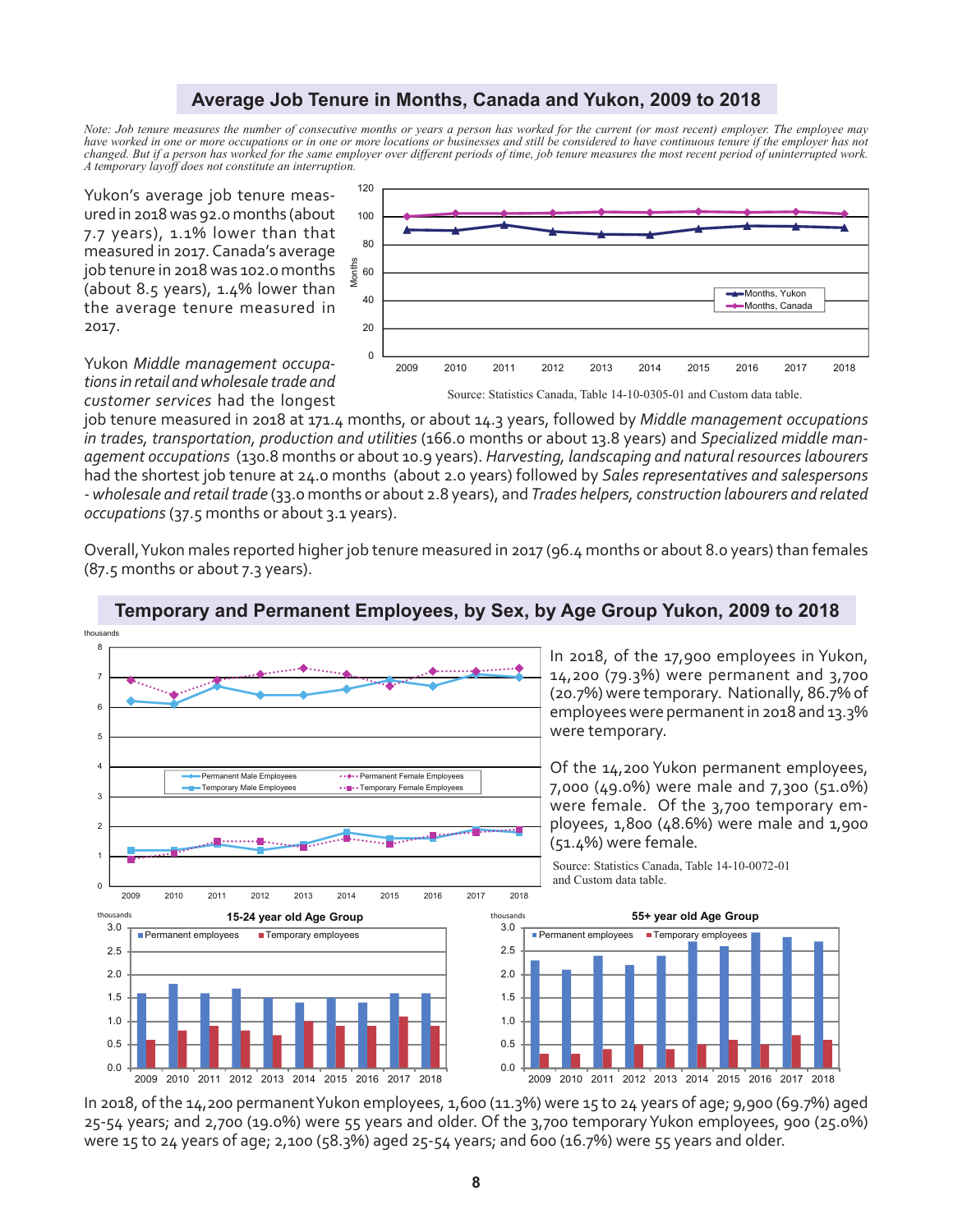## Average Job Tenure in Months, Canada and Yukon, 2009 to 2018

*Note: Job tenure measures the number of consecutive months or years a person has worked for the current (or most recent) employer. The employee may have worked in one or more occupations or in one or more locations or businesses and still be considered to have continuous tenure if the employer has not changed. But if a person has worked for the same employer over different periods of time, job tenure measures the most recent period of uninterrupted work. A temporary layoff does not constitute an interruption.*

Yukon's average job tenure measured in 2018 was 92.0 months (about 7.7 years), 1.1% lower than that measured in 2017. Canada's average job tenure in 2018 was 102.0 months (about 8.5 years), 1.4% lower than the average tenure measured in 2017.

Source: Statistics Canada, Table 14-10-0305-01 and Custom data table.

Yukon *Middle management occupations in retail and wholesale trade and customer services* had the longest job tenure measured in 2018 at 171.4 months, or about 14.3 years, followed by *Middle management occupations in trades, transportation, production and utilities* (166.0 months or about 13.8 years) and *Specialized middle management occupations* (130.8 months or about 10.9 years). *Harvesting, landscaping and natural resources labourers* had the shortest job tenure at 24.0 months (about 2.0 years) followed by *Sales representatives and salespersons - wholesale and retail trade* (33.0 months or about 2.8 years), and *Trades helpers, construction labourers and related occupations* (37.5 months or about 3.1 years).

Overall, Yukon males reported higher job tenure measured in 2017 (96.4 months or about 8.0 years) than females (87.5 months or about 7.3 years).

## Temporary and Permanent Employees, by Sex, by Age Group Yukon, 2009 to 2018

In 2018, of the 17,900 employees in Yukon, 14,200 (79.3%) were permanent and 3,700 (20.7%) were temporary. Nationally, 86.7% of employees were permanent in 2018 and 13.3% were temporary.

Of the 14,200 Yukon permanent employees, 7,000 (49.0%) were male and 7,300 (51.0%) were female. Of the 3,700 temporary employees, 1,800 (48.6%) were male and 1,900 (51.4%) were female.

Source: Statistics Canada, Table 14-10-0072-01 and Custom data table.

In 2018, of the 14,200 permanent Yukon employees, 1,600 (11.3%) were 15 to 24 years of age; 9,900 (69.7%) aged 25-54 years; and 2,700 (19.0%) were 55 years and older. Of the 3,700 temporary Yukon employees, 900 (25.0%) were 15 to 24 years of age; 2,100 (58.3%) aged 25-54 years; and 600 (16.7%) were 55 years and older.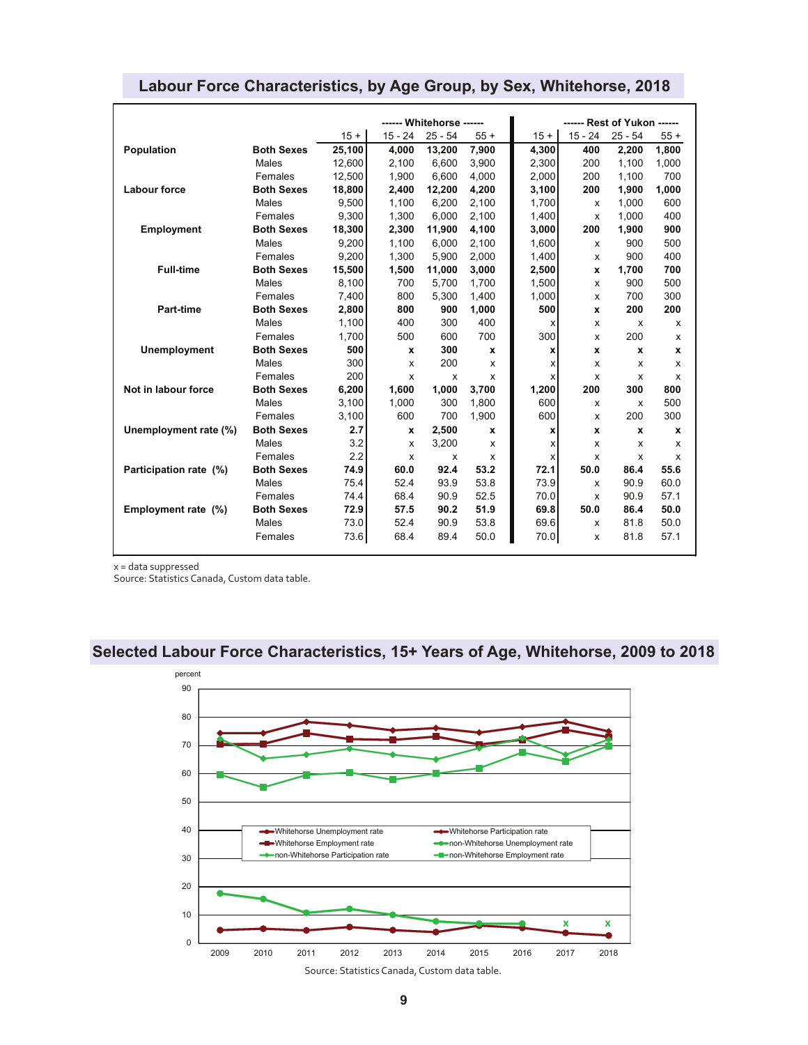## Labour Force Characteristics, by Age Group, by Sex, Whitehorse, 2018

| | | Whitehorse | | | | Rest of Yukon | | | |
|---|---|---|---|---|---|---|---|---|---|
| | | 15 + | 15 - 24 | 25 - 54 | 55 + | 15 + | 15 - 24 | 25 - 54 | 55 + |
| **Population** | **Both Sexes** | **25,100** | **4,000** | **13,200** | **7,900** | **4,300** | **400** | **2,200** | **1,800** |
| | Males | 12,600 | 2,100 | 6,600 | 3,900 | 2,300 | 200 | 1,100 | 1,000 |
| | Females | 12,500 | 1,900 | 6,600 | 4,000 | 2,000 | 200 | 1,100 | 700 |
| **Labour force** | **Both Sexes** | **18,800** | **2,400** | **12,200** | **4,200** | **3,100** | **200** | **1,900** | **1,000** |
| | Males | 9,500 | 1,100 | 6,200 | 2,100 | 1,700 | x | 1,000 | 600 |
| | Females | 9,300 | 1,300 | 6,000 | 2,100 | 1,400 | x | 1,000 | 400 |
| **Employment** | **Both Sexes** | **18,300** | **2,300** | **11,900** | **4,100** | **3,000** | **200** | **1,900** | **900** |
| | Males | 9,200 | 1,100 | 6,000 | 2,100 | 1,600 | x | 900 | 500 |
| | Females | 9,200 | 1,300 | 5,900 | 2,000 | 1,400 | x | 900 | 400 |
| **Full-time** | **Both Sexes** | **15,500** | **1,500** | **11,000** | **3,000** | **2,500** | **x** | **1,700** | **700** |
| | Males | 8,100 | 700 | 5,700 | 1,700 | 1,500 | x | 900 | 500 |
| | Females | 7,400 | 800 | 5,300 | 1,400 | 1,000 | x | 700 | 300 |
| **Part-time** | **Both Sexes** | **2,800** | **800** | **900** | **1,000** | **500** | **x** | **200** | **200** |
| | Males | 1,100 | 400 | 300 | 400 | x | x | x | x |
| | Females | 1,700 | 500 | 600 | 700 | 300 | x | 200 | x |
| **Unemployment** | **Both Sexes** | **500** | **x** | **300** | **x** | **x** | **x** | **x** | **x** |
| | Males | 300 | x | 200 | x | x | x | x | x |
| | Females | 200 | x | x | x | x | x | x | x |
| **Not in labour force** | **Both Sexes** | **6,200** | **1,600** | **1,000** | **3,700** | **1,200** | **200** | **300** | **800** |
| | Males | 3,100 | 1,000 | 300 | 1,800 | 600 | x | x | 500 |
| | Females | 3,100 | 600 | 700 | 1,900 | 600 | x | 200 | 300 |
| **Unemployment rate (%)** | **Both Sexes** | **2.7** | **x** | **2,500** | **x** | **x** | **x** | **x** | **x** |
| | Males | 3.2 | x | 3,200 | x | x | x | x | x |
| | Females | 2.2 | x | x | x | x | x | x | x |
| **Participation rate (%)** | **Both Sexes** | **74.9** | **60.0** | **92.4** | **53.2** | **72.1** | **50.0** | **86.4** | **55.6** |
| | Males | 75.4 | 52.4 | 93.9 | 53.8 | 73.9 | x | 90.9 | 60.0 |
| | Females | 74.4 | 68.4 | 90.9 | 52.5 | 70.0 | x | 90.9 | 57.1 |
| **Employment rate (%)** | **Both Sexes** | **72.9** | **57.5** | **90.2** | **51.9** | **69.8** | **50.0** | **86.4** | **50.0** |
| | Males | 73.0 | 52.4 | 90.9 | 53.8 | 69.6 | x | 81.8 | 50.0 |
| | Females | 73.6 | 68.4 | 89.4 | 50.0 | 70.0 | x | 81.8 | 57.1 |

x = data suppressed
Source: Statistics Canada, Custom data table.

## Selected Labour Force Characteristics, 15+ Years of Age, Whitehorse, 2009 to 2018

Source: Statistics Canada, Custom data table.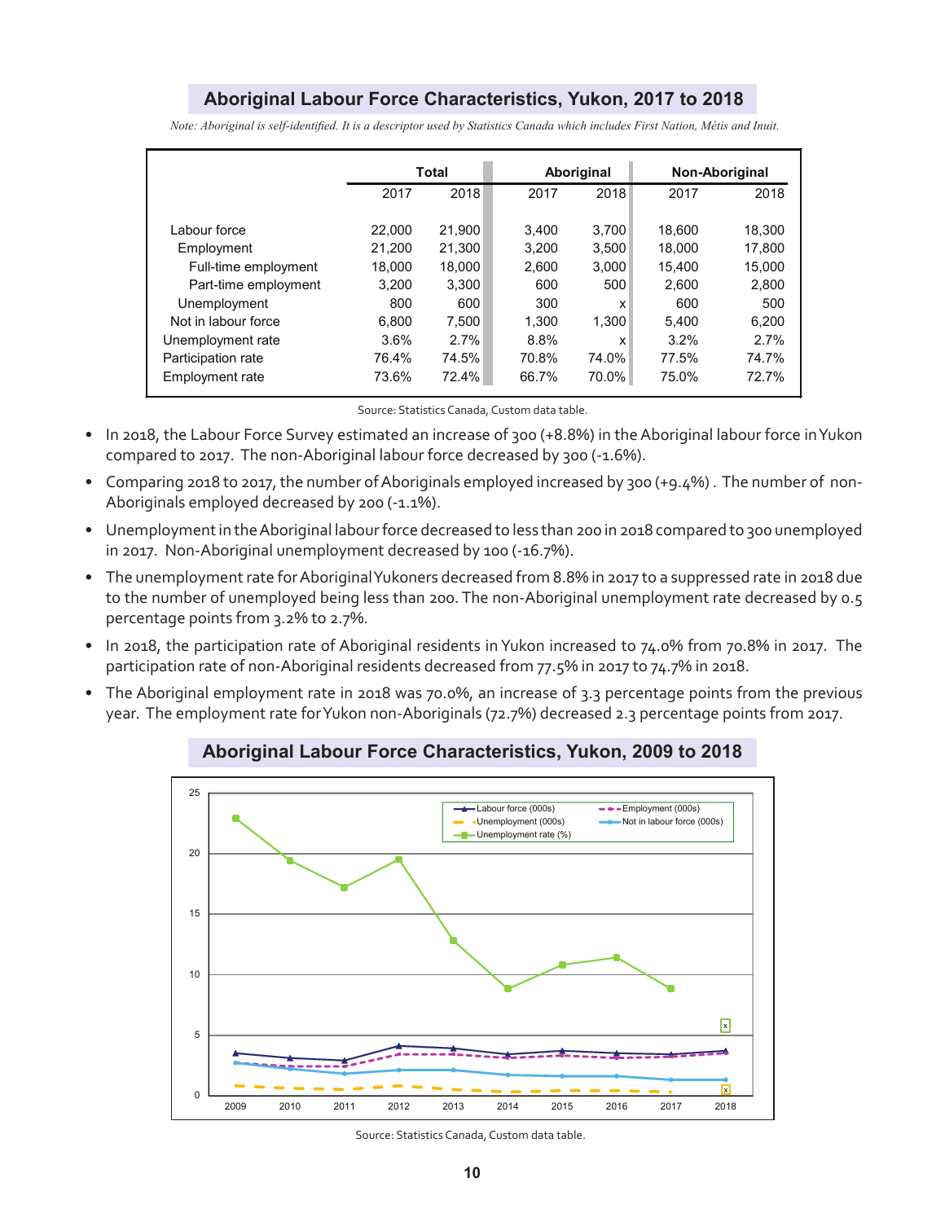## Aboriginal Labour Force Characteristics, Yukon, 2017 to 2018

*Note: Aboriginal is self-identified. It is a descriptor used by Statistics Canada which includes First Nation, Métis and Inuit.*

| | Total | | Aboriginal | | Non-Aboriginal | |
|---|---|---|---|---|---|---|
| | 2017 | 2018 | 2017 | 2018 | 2017 | 2018 |
| Labour force | 22,000 | 21,900 | 3,400 | 3,700 | 18,600 | 18,300 |
| Employment | 21,200 | 21,300 | 3,200 | 3,500 | 18,000 | 17,800 |
| Full-time employment | 18,000 | 18,000 | 2,600 | 3,000 | 15,400 | 15,000 |
| Part-time employment | 3,200 | 3,300 | 600 | 500 | 2,600 | 2,800 |
| Unemployment | 800 | 600 | 300 | x | 600 | 500 |
| Not in labour force | 6,800 | 7,500 | 1,300 | 1,300 | 5,400 | 6,200 |
| Unemployment rate | 3.6% | 2.7% | 8.8% | x | 3.2% | 2.7% |
| Participation rate | 76.4% | 74.5% | 70.8% | 74.0% | 77.5% | 74.7% |
| Employment rate | 73.6% | 72.4% | 66.7% | 70.0% | 75.0% | 72.7% |

Source: Statistics Canada, Custom data table.

- In 2018, the Labour Force Survey estimated an increase of 300 (+8.8%) in the Aboriginal labour force in Yukon compared to 2017. The non-Aboriginal labour force decreased by 300 (-1.6%).
- Comparing 2018 to 2017, the number of Aboriginals employed increased by 300 (+9.4%) . The number of non-Aboriginals employed decreased by 200 (-1.1%).
- Unemployment in the Aboriginal labour force decreased to less than 200 in 2018 compared to 300 unemployed in 2017. Non-Aboriginal unemployment decreased by 100 (-16.7%).
- The unemployment rate for Aboriginal Yukoners decreased from 8.8% in 2017 to a suppressed rate in 2018 due to the number of unemployed being less than 200. The non-Aboriginal unemployment rate decreased by 0.5 percentage points from 3.2% to 2.7%.
- In 2018, the participation rate of Aboriginal residents in Yukon increased to 74.0% from 70.8% in 2017. The participation rate of non-Aboriginal residents decreased from 77.5% in 2017 to 74.7% in 2018.
- The Aboriginal employment rate in 2018 was 70.0%, an increase of 3.3 percentage points from the previous year. The employment rate for Yukon non-Aboriginals (72.7%) decreased 2.3 percentage points from 2017.

## Aboriginal Labour Force Characteristics, Yukon, 2009 to 2018

Source: Statistics Canada, Custom data table.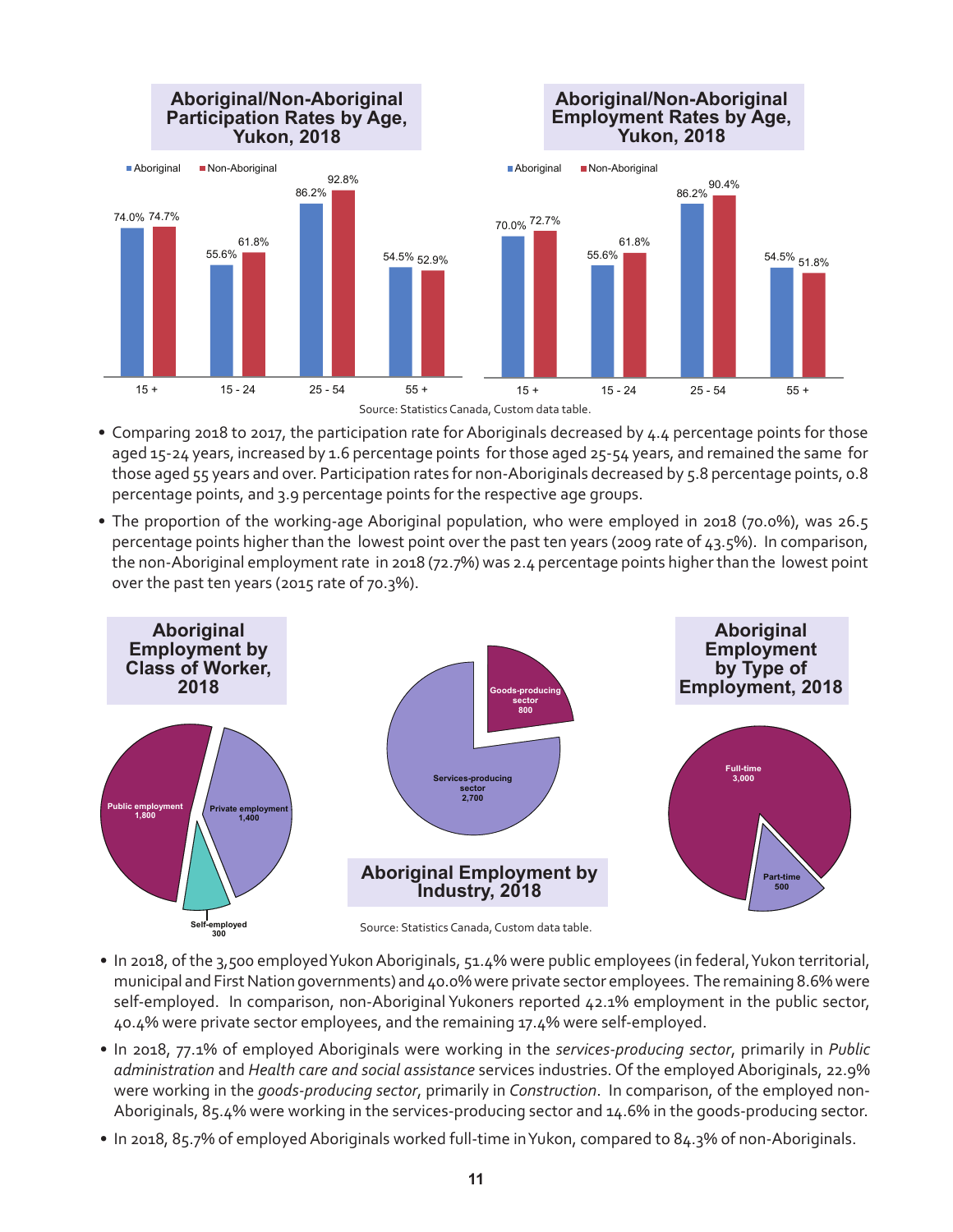**Aboriginal/Non-Aboriginal Participation Rates by Age, Yukon, 2018**

| Age | Aboriginal | Non-Aboriginal |
|---|---|---|
| 15 + | 74.0% | 74.7% |
| 15 - 24 | 55.6% | 61.8% |
| 25 - 54 | 86.2% | 92.8% |
| 55 + | 54.5% | 52.9% |

**Aboriginal/Non-Aboriginal Employment Rates by Age, Yukon, 2018**

| Age | Aboriginal | Non-Aboriginal |
|---|---|---|
| 15 + | 70.0% | 72.7% |
| 15 - 24 | 55.6% | 61.8% |
| 25 - 54 | 86.2% | 90.4% |
| 55 + | 54.5% | 51.8% |

Source: Statistics Canada, Custom data table.

- Comparing 2018 to 2017, the participation rate for Aboriginals decreased by 4.4 percentage points for those aged 15-24 years, increased by 1.6 percentage points for those aged 25-54 years, and remained the same for those aged 55 years and over. Participation rates for non-Aboriginals decreased by 5.8 percentage points, 0.8 percentage points, and 3.9 percentage points for the respective age groups.
- The proportion of the working-age Aboriginal population, who were employed in 2018 (70.0%), was 26.5 percentage points higher than the lowest point over the past ten years (2009 rate of 43.5%). In comparison, the non-Aboriginal employment rate in 2018 (72.7%) was 2.4 percentage points higher than the lowest point over the past ten years (2015 rate of 70.3%).

**Aboriginal Employment by Class of Worker, 2018**

| Class of Worker | Employment |
|---|---|
| Public employment | 1,800 |
| Private employment | 1,400 |
| Self-employed | 300 |

**Aboriginal Employment by Industry, 2018**

| Industry | Employment |
|---|---|
| Goods-producing sector | 800 |
| Services-producing sector | 2,700 |

**Aboriginal Employment by Type of Employment, 2018**

| Type of Employment | Employment |
|---|---|
| Full-time | 3,000 |
| Part-time | 500 |

Source: Statistics Canada, Custom data table.

- In 2018, of the 3,500 employed Yukon Aboriginals, 51.4% were public employees (in federal, Yukon territorial, municipal and First Nation governments) and 40.0% were private sector employees. The remaining 8.6% were self-employed. In comparison, non-Aboriginal Yukoners reported 42.1% employment in the public sector, 40.4% were private sector employees, and the remaining 17.4% were self-employed.
- In 2018, 77.1% of employed Aboriginals were working in the *services-producing sector*, primarily in *Public administration* and *Health care and social assistance* services industries. Of the employed Aboriginals, 22.9% were working in the *goods-producing sector*, primarily in *Construction*. In comparison, of the employed non-Aboriginals, 85.4% were working in the services-producing sector and 14.6% in the goods-producing sector.
- In 2018, 85.7% of employed Aboriginals worked full-time in Yukon, compared to 84.3% of non-Aboriginals.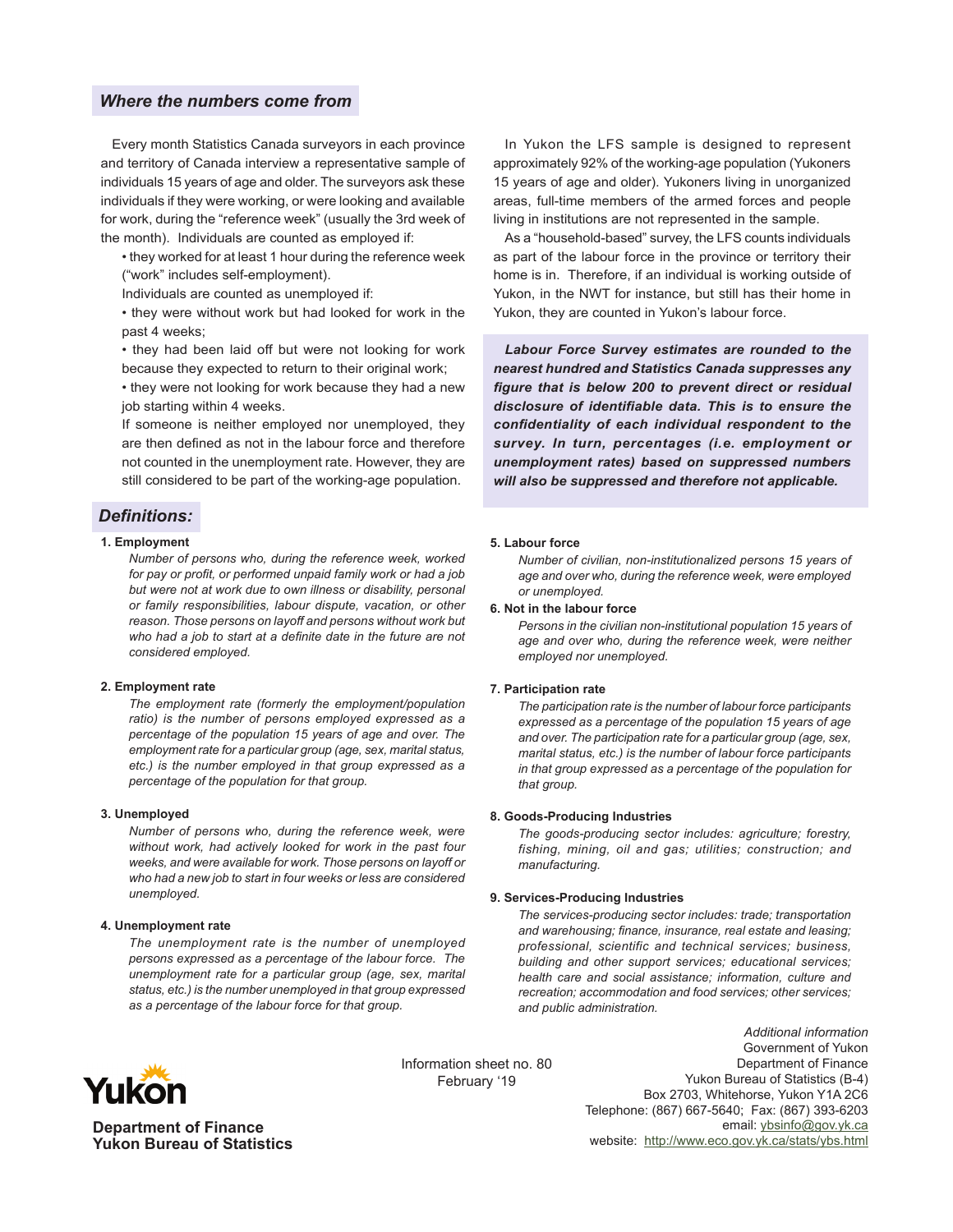## *Where the numbers come from*

Every month Statistics Canada surveyors in each province and territory of Canada interview a representative sample of individuals 15 years of age and older. The surveyors ask these individuals if they were working, or were looking and available for work, during the "reference week" (usually the 3rd week of the month). Individuals are counted as employed if:

- they worked for at least 1 hour during the reference week ("work" includes self-employment).

Individuals are counted as unemployed if:

- they were without work but had looked for work in the past 4 weeks;
- they had been laid off but were not looking for work because they expected to return to their original work;
- they were not looking for work because they had a new job starting within 4 weeks.

If someone is neither employed nor unemployed, they are then defined as not in the labour force and therefore not counted in the unemployment rate. However, they are still considered to be part of the working-age population.

In Yukon the LFS sample is designed to represent approximately 92% of the working-age population (Yukoners 15 years of age and older). Yukoners living in unorganized areas, full-time members of the armed forces and people living in institutions are not represented in the sample.

As a "household-based" survey, the LFS counts individuals as part of the labour force in the province or territory their home is in. Therefore, if an individual is working outside of Yukon, in the NWT for instance, but still has their home in Yukon, they are counted in Yukon's labour force.

***Labour Force Survey estimates are rounded to the nearest hundred and Statistics Canada suppresses any figure that is below 200 to prevent direct or residual disclosure of identifiable data. This is to ensure the confidentiality of each individual respondent to the survey. In turn, percentages (i.e. employment or unemployment rates) based on suppressed numbers will also be suppressed and therefore not applicable.***

## *Definitions:*

**1. Employment**

*Number of persons who, during the reference week, worked for pay or profit, or performed unpaid family work or had a job but were not at work due to own illness or disability, personal or family responsibilities, labour dispute, vacation, or other reason. Those persons on layoff and persons without work but who had a job to start at a definite date in the future are not considered employed.*

**2. Employment rate**

*The employment rate (formerly the employment/population ratio) is the number of persons employed expressed as a percentage of the population 15 years of age and over. The employment rate for a particular group (age, sex, marital status, etc.) is the number employed in that group expressed as a percentage of the population for that group.*

**3. Unemployed**

*Number of persons who, during the reference week, were without work, had actively looked for work in the past four weeks, and were available for work. Those persons on layoff or who had a new job to start in four weeks or less are considered unemployed.*

**4. Unemployment rate**

*The unemployment rate is the number of unemployed persons expressed as a percentage of the labour force. The unemployment rate for a particular group (age, sex, marital status, etc.) is the number unemployed in that group expressed as a percentage of the labour force for that group.*

**5. Labour force**

*Number of civilian, non-institutionalized persons 15 years of age and over who, during the reference week, were employed or unemployed.*

**6. Not in the labour force**

*Persons in the civilian non-institutional population 15 years of age and over who, during the reference week, were neither employed nor unemployed.*

**7. Participation rate**

*The participation rate is the number of labour force participants expressed as a percentage of the population 15 years of age and over. The participation rate for a particular group (age, sex, marital status, etc.) is the number of labour force participants in that group expressed as a percentage of the population for that group.*

**8. Goods-Producing Industries**

*The goods-producing sector includes: agriculture; forestry, fishing, mining, oil and gas; utilities; construction; and manufacturing.*

**9. Services-Producing Industries**

*The services-producing sector includes: trade; transportation and warehousing; finance, insurance, real estate and leasing; professional, scientific and technical services; business, building and other support services; educational services; health care and social assistance; information, culture and recreation; accommodation and food services; other services; and public administration.*

Yukon

**Department of Finance**
**Yukon Bureau of Statistics**

Information sheet no. 80
February '19

*Additional information*
Government of Yukon
Department of Finance
Yukon Bureau of Statistics (B-4)
Box 2703, Whitehorse, Yukon Y1A 2C6
Telephone: (867) 667-5640; Fax: (867) 393-6203
email: ybsinfo@gov.yk.ca
website: http://www.eco.gov.yk.ca/stats/ybs.html